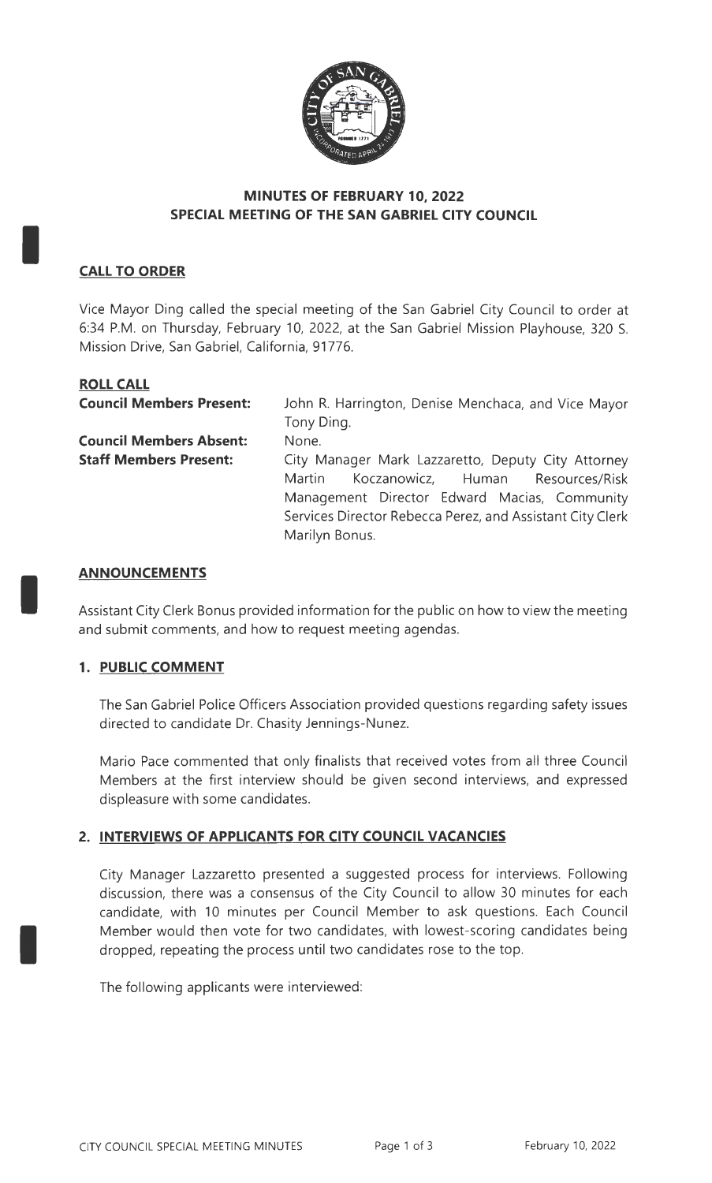# MINUTES OF FEBRUARY 10, 2022
# SPECIAL MEETING OF THE SAN GABRIEL CITY COUNCIL

## CALL TO ORDER

Vice Mayor Ding called the special meeting of the San Gabriel City Council to order at 6:34 P.M. on Thursday, February 10, 2022, at the San Gabriel Mission Playhouse, 320 S. Mission Drive, San Gabriel, California, 91776.

## ROLL CALL

**Council Members Present:** John R. Harrington, Denise Menchaca, and Vice Mayor Tony Ding.

**Council Members Absent:** None.

**Staff Members Present:** City Manager Mark Lazzaretto, Deputy City Attorney Martin Koczanowicz, Human Resources/Risk Management Director Edward Macias, Community Services Director Rebecca Perez, and Assistant City Clerk Marilyn Bonus.

## ANNOUNCEMENTS

Assistant City Clerk Bonus provided information for the public on how to view the meeting and submit comments, and how to request meeting agendas.

## 1. PUBLIC COMMENT

The San Gabriel Police Officers Association provided questions regarding safety issues directed to candidate Dr. Chasity Jennings-Nunez.

Mario Pace commented that only finalists that received votes from all three Council Members at the first interview should be given second interviews, and expressed displeasure with some candidates.

## 2. INTERVIEWS OF APPLICANTS FOR CITY COUNCIL VACANCIES

City Manager Lazzaretto presented a suggested process for interviews. Following discussion, there was a consensus of the City Council to allow 30 minutes for each candidate, with 10 minutes per Council Member to ask questions. Each Council Member would then vote for two candidates, with lowest-scoring candidates being dropped, repeating the process until two candidates rose to the top.

The following applicants were interviewed: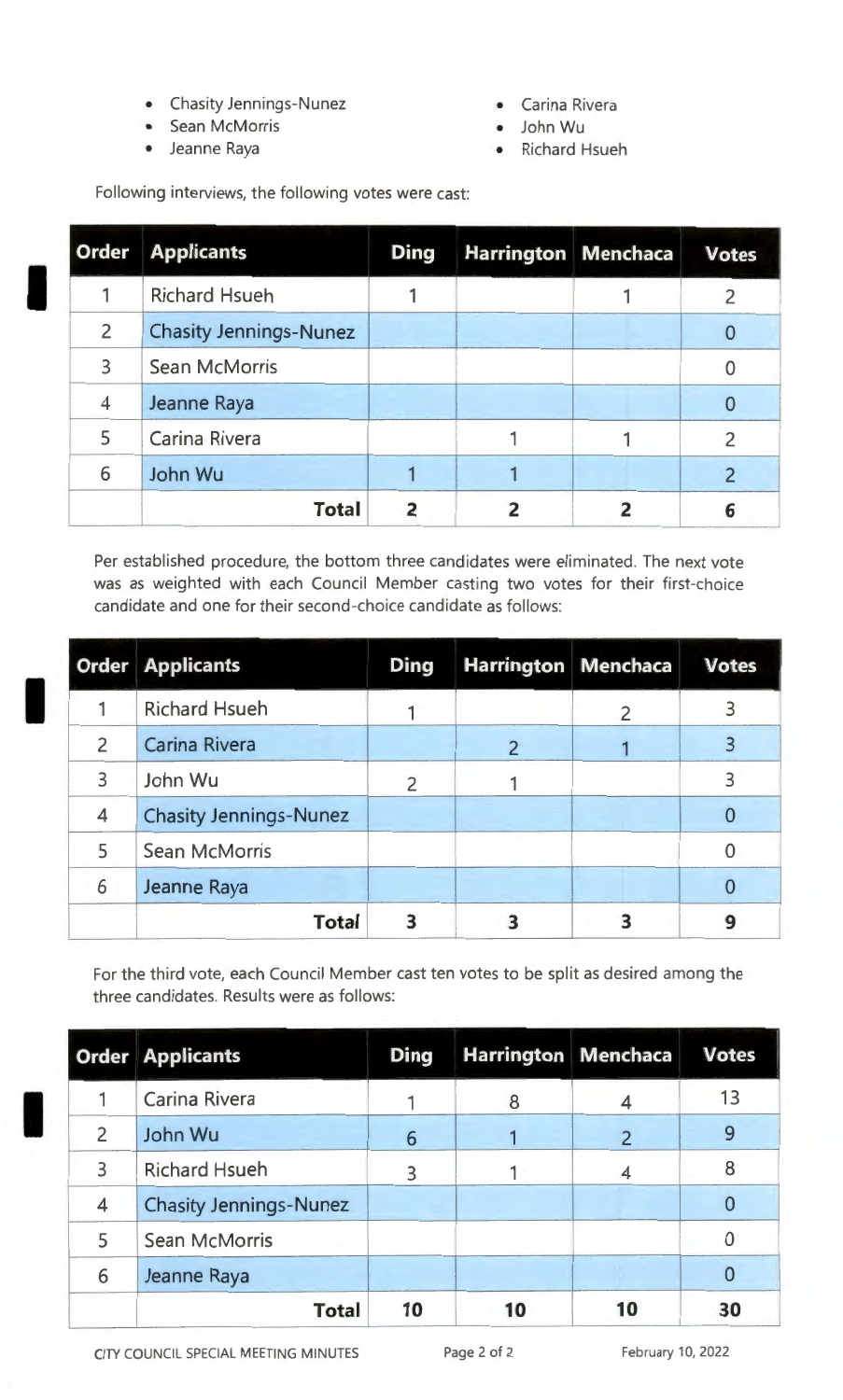- Chasity Jennings-Nunez
- Sean McMorris
- Jeanne Raya
- Carina Rivera
- John Wu
- Richard Hsueh

Following interviews, the following votes were cast:

| Order | Applicants | Ding | Harrington | Menchaca | Votes |
|---|---|---|---|---|---|
| 1 | Richard Hsueh | 1 | | 1 | 2 |
| 2 | Chasity Jennings-Nunez | | | | 0 |
| 3 | Sean McMorris | | | | 0 |
| 4 | Jeanne Raya | | | | 0 |
| 5 | Carina Rivera | | 1 | 1 | 2 |
| 6 | John Wu | 1 | 1 | | 2 |
| | **Total** | **2** | **2** | **2** | **6** |

Per established procedure, the bottom three candidates were eliminated. The next vote was as weighted with each Council Member casting two votes for their first-choice candidate and one for their second-choice candidate as follows:

| Order | Applicants | Ding | Harrington | Menchaca | Votes |
|---|---|---|---|---|---|
| 1 | Richard Hsueh | 1 | | 2 | 3 |
| 2 | Carina Rivera | | 2 | 1 | 3 |
| 3 | John Wu | 2 | 1 | | 3 |
| 4 | Chasity Jennings-Nunez | | | | 0 |
| 5 | Sean McMorris | | | | 0 |
| 6 | Jeanne Raya | | | | 0 |
| | **Total** | **3** | **3** | **3** | **9** |

For the third vote, each Council Member cast ten votes to be split as desired among the three candidates. Results were as follows:

| Order | Applicants | Ding | Harrington | Menchaca | Votes |
|---|---|---|---|---|---|
| 1 | Carina Rivera | 1 | 8 | 4 | 13 |
| 2 | John Wu | 6 | 1 | 2 | 9 |
| 3 | Richard Hsueh | 3 | 1 | 4 | 8 |
| 4 | Chasity Jennings-Nunez | | | | 0 |
| 5 | Sean McMorris | | | | 0 |
| 6 | Jeanne Raya | | | | 0 |
| | **Total** | **10** | **10** | **10** | **30** |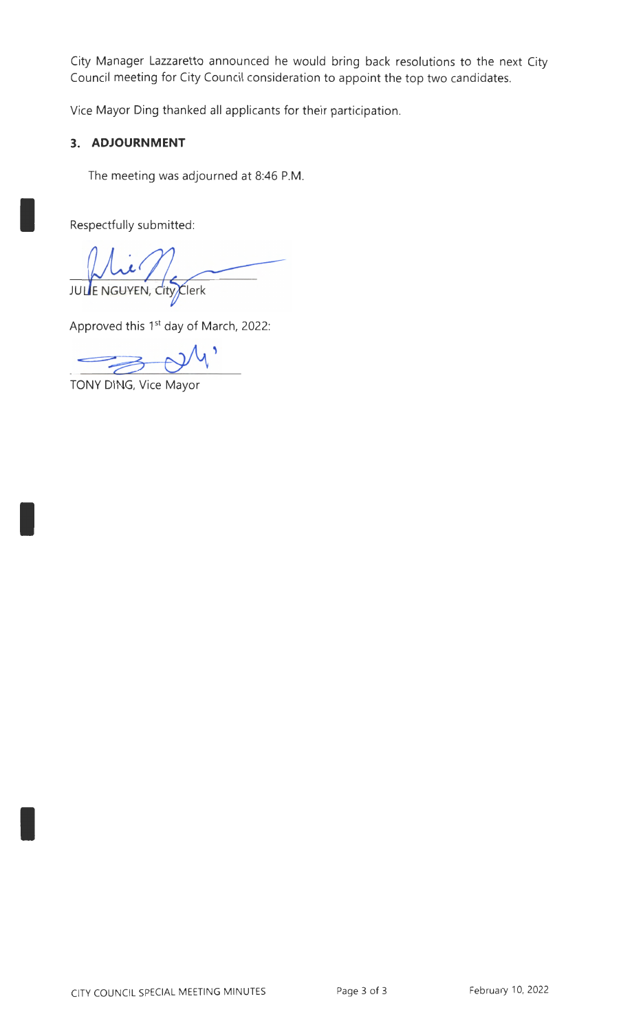City Manager Lazzaretto announced he would bring back resolutions to the next City Council meeting for City Council consideration to appoint the top two candidates.

Vice Mayor Ding thanked all applicants for their participation.

### 3. ADJOURNMENT

The meeting was adjourned at 8:46 P.M.

Respectfully submitted:

JULIE NGUYEN, City Clerk

Approved this 1st day of March, 2022:

TONY DING, Vice Mayor